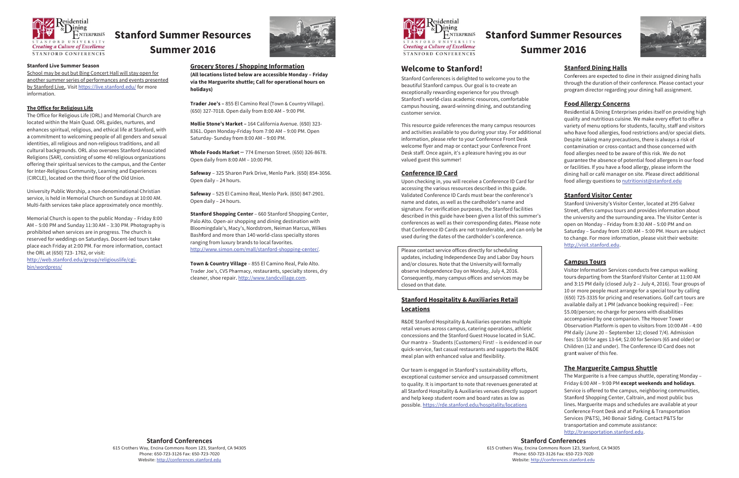# Stanford Summer Resources

## Summer 2016

### Stanford Live Summer Season

School may be out but Bing Concert Hall will stay open for another summer series of performances and events presented by Stanford Live.. Visit https://live.stanford.edu/ for more information.

### The Office for Religious Life

The Office for Religious Life (ORL) and Memorial Church are located within the Main Quad. ORL guides, nurtures, and enhances spiritual, religious, and ethical life at Stanford, with a commitment to welcoming people of all genders and sexual identities, all religious and non-religious traditions, and all cultural backgrounds. ORL also oversees Stanford Associated Religions (SAR), consisting of some 40 religious organizations offering their spiritual services to the campus, and the Center for Inter-Religious Community, Learning and Experiences (CIRCLE), located on the third floor of the Old Union.

University Public Worship, a non-denominational Christian service, is held in Memorial Church on Sundays at 10:00 AM. Multi-faith services take place approximately once monthly.

Memorial Church is open to the public Monday – Friday 8:00 AM – 5:00 PM and Sunday 11:30 AM – 3:30 PM. Photography is prohibited when services are in progress. The church is reserved for weddings on Saturdays. Docent-led tours take place each Friday at 2:00 PM. For more information, contact the ORL at (650) 723- 1762, or visit: http://web.stanford.edu/group/religiouslife/cgi-bin/wordpress/

### Grocery Stores / Shopping Information

**(All locations listed below are accessible Monday – Friday via the Marguerite shuttle; Call for operational hours on holidays)**

**Trader Joe's –** 855 El Camino Real (Town & Country Village). (650) 327-7018. Open daily from 8:00 AM – 9:00 PM.

**Mollie Stone's Market –** 164 California Avenue. (650) 323-8361. Open Monday-Friday from 7:00 AM – 9:00 PM. Open Saturday- Sunday from 8:00 AM – 9:00 PM.

**Whole Foods Market –** 774 Emerson Street. (650) 326-8678. Open daily from 8:00 AM – 10:00 PM.

**Safeway** – 325 Sharon Park Drive, Menlo Park. (650) 854-3056. Open daily – 24 hours.

**Safeway** – 525 El Camino Real, Menlo Park. (650) 847-2901. Open daily – 24 hours.

**Stanford Shopping Center** – 660 Stanford Shopping Center, Palo Alto. Open-air shopping and dining destination with Bloomingdale's, Macy's, Nordstrom, Neiman Marcus, Wilkes Bashford and more than 140 world-class specialty stores ranging from luxury brands to local favorites. http://www.simon.com/mall/stanford-shopping-center/.

**Town & Country Village** – 855 El Camino Real, Palo Alto. Trader Joe's, CVS Pharmacy, restaurants, specialty stores, dry cleaner, shoe repair. http://www.tandcvillage.com.

**Stanford Conferences**
615 Crothers Way, Encina Commons Room 123, Stanford, CA 94305
Phone: 650-723-3126 Fax: 650-723-7020
Website: http://conferences.stanford.edu

# Stanford Summer Resources

## Summer 2016

## Welcome to Stanford!

Stanford Conferences is delighted to welcome you to the beautiful Stanford campus. Our goal is to create an exceptionally rewarding experience for you through Stanford's world-class academic resources, comfortable campus housing, award-winning dining, and outstanding customer service.

This resource guide references the many campus resources and activities available to you during your stay. For additional information, please refer to your Conference Front Desk welcome flyer and map or contact your Conference Front Desk staff. Once again, it's a pleasure having you as our valued guest this summer!

### Conference ID Card

Upon checking in, you will receive a Conference ID Card for accessing the various resources described in this guide. Validated Conference ID Cards must bear the conference's name and dates, as well as the cardholder's name and signature. For verification purposes, the Stanford facilities described in this guide have been given a list of this summer's conferences as well as their corresponding dates. Please note that Conference ID Cards are not transferable, and can only be used during the dates of the cardholder's conference.

Please contact service offices directly for scheduling updates, including Independence Day and Labor Day hours and/or closures. Note that the University will formally observe Independence Day on Monday, July 4, 2016. Consequently, many campus offices and services may be closed on that date.

### Stanford Hospitality & Auxiliaries Retail Locations

R&DE Stanford Hospitality & Auxiliaries operates multiple retail venues across campus, catering operations, athletic concessions and the Stanford Guest House located in SLAC. Our mantra – Students (Customers) First! – is evidenced in our quick-service, fast casual restaurants and supports the R&DE meal plan with enhanced value and flexibility.

Our team is engaged in Stanford's sustainability efforts, exceptional customer service and unsurpassed commitment to quality. It is important to note that revenues generated at all Stanford Hospitality & Auxiliaries venues directly support and help keep student room and board rates as low as possible. https://rde.stanford.edu/hospitality/locations

### Stanford Dining Halls

Conferees are expected to dine in their assigned dining halls through the duration of their conference. Please contact your program director regarding your dining hall assignment.

### Food Allergy Concerns

Residential & Dining Enterprises prides itself on providing high quality and nutritious cuisine. We make every effort to offer a variety of menu options for students, faculty, staff and visitors who have food allergies, food restrictions and/or special diets. Despite taking many precautions, there is always a risk of contamination or cross-contact and those concerned with food allergies need to be aware of this risk. We do not guarantee the absence of potential food allergens in our food or facilities. If you have a food allergy, please inform the dining hall or café manager on site. Please direct additional food allergy questions to nutritionist@stanford.edu

### Stanford Visitor Center

Stanford University's Visitor Center, located at 295 Galvez Street, offers campus tours and provides information about the university and the surrounding area. The Visitor Center is open on Monday – Friday from 8:30 AM – 5:00 PM and on Saturday – Sunday from 10:00 AM – 5:00 PM. Hours are subject to change. For more information, please visit their website: http://visit.stanford.edu.

### Campus Tours

Visitor Information Services conducts free campus walking tours departing from the Stanford Visitor Center at 11:00 AM and 3:15 PM daily (closed July 2 – July 4, 2016). Tour groups of 10 or more people must arrange for a special tour by calling (650) 725-3335 for pricing and reservations. Golf cart tours are available daily at 1 PM (advance booking required) – Fee: \$5.00/person; no charge for persons with disabilities accompanied by one companion. The Hoover Tower Observation Platform is open to visitors from 10:00 AM – 4:00 PM daily (June 20 – September 12; closed 7/4). Admission fees: \$3.00 for ages 13-64; \$2.00 for Seniors (65 and older) or Children (12 and under). The Conference ID Card does not grant waiver of this fee.

### The Marguerite Campus Shuttle

The Marguerite is a free campus shuttle, operating Monday – Friday 6:00 AM – 9:00 PM **except weekends and holidays**. Service is offered to the campus, neighboring communities, Stanford Shopping Center, Caltrain, and most public bus lines. Marguerite maps and schedules are available at your Conference Front Desk and at Parking & Transportation Services (P&TS), 340 Bonair Siding. Contact P&TS for transportation and commute assistance: http://transportation.stanford.edu.

**Stanford Conferences**
615 Crothers Way, Encina Commons Room 123, Stanford, CA 94305
Phone: 650-723-3126 Fax: 650-723-7020
Website: http://conferences.stanford.edu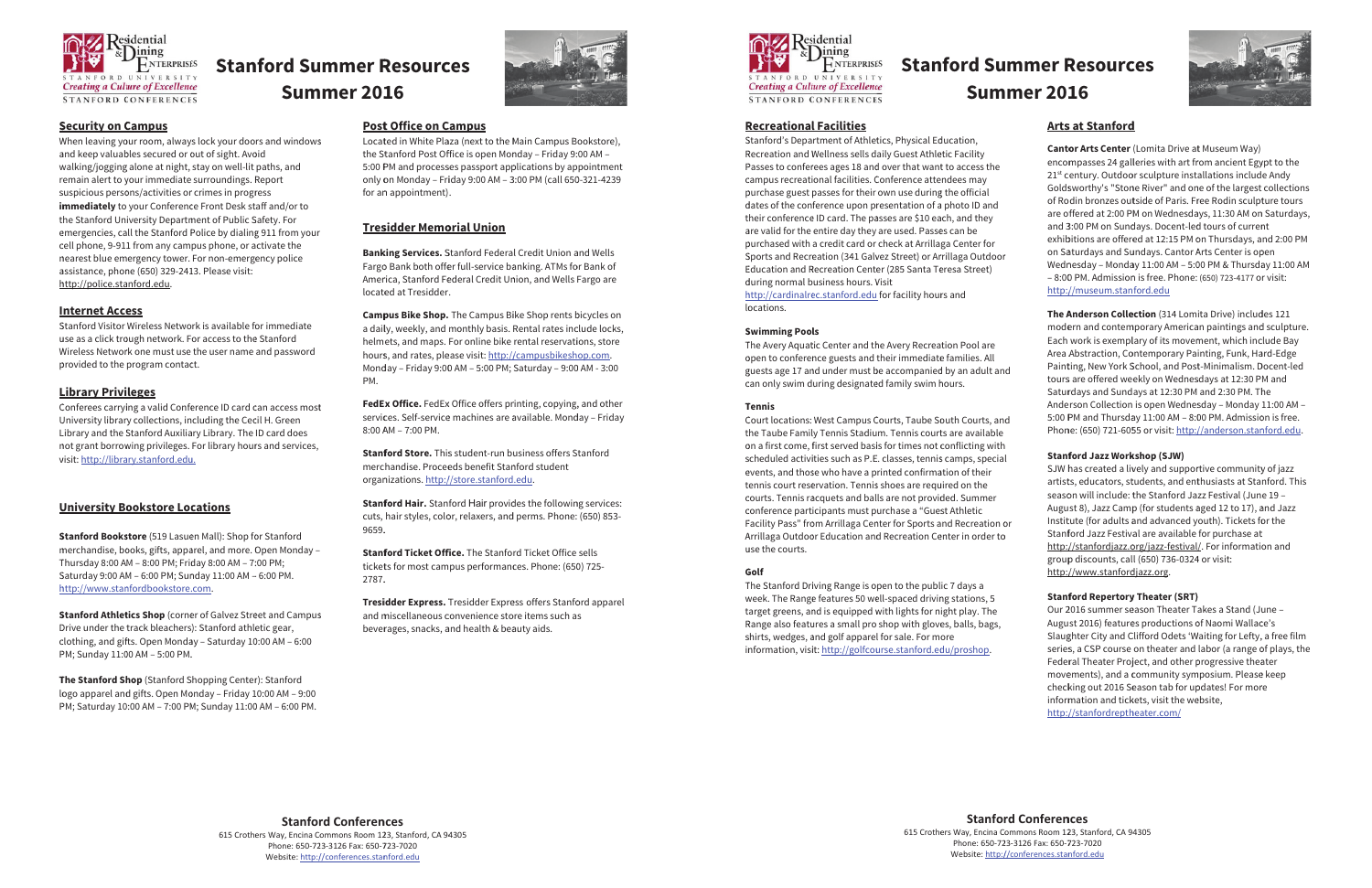# Stanford Summer Resources
# Summer 2016

## Security on Campus

When leaving your room, always lock your doors and windows and keep valuables secured or out of sight. Avoid walking/jogging alone at night, stay on well-lit paths, and remain alert to your immediate surroundings. Report suspicious persons/activities or crimes in progress **immediately** to your Conference Front Desk staff and/or to the Stanford University Department of Public Safety. For emergencies, call the Stanford Police by dialing 911 from your cell phone, 9-911 from any campus phone, or activate the nearest blue emergency tower. For non-emergency police assistance, phone (650) 329-2413. Please visit: http://police.stanford.edu.

## Internet Access

Stanford Visitor Wireless Network is available for immediate use as a click trough network. For access to the Stanford Wireless Network one must use the user name and password provided to the program contact.

## Library Privileges

Conferees carrying a valid Conference ID card can access most University library collections, including the Cecil H. Green Library and the Stanford Auxiliary Library. The ID card does not grant borrowing privileges. For library hours and services, visit: http://library.stanford.edu.

## University Bookstore Locations

**Stanford Bookstore** (519 Lasuen Mall): Shop for Stanford merchandise, books, gifts, apparel, and more. Open Monday – Thursday 8:00 AM – 8:00 PM; Friday 8:00 AM – 7:00 PM; Saturday 9:00 AM – 6:00 PM; Sunday 11:00 AM – 6:00 PM. http://www.stanfordbookstore.com.

**Stanford Athletics Shop** (corner of Galvez Street and Campus Drive under the track bleachers): Stanford athletic gear, clothing, and gifts. Open Monday – Saturday 10:00 AM – 6:00 PM; Sunday 11:00 AM – 5:00 PM.

**The Stanford Shop** (Stanford Shopping Center): Stanford logo apparel and gifts. Open Monday – Friday 10:00 AM – 9:00 PM; Saturday 10:00 AM – 7:00 PM; Sunday 11:00 AM – 6:00 PM.

## Post Office on Campus

Located in White Plaza (next to the Main Campus Bookstore), the Stanford Post Office is open Monday – Friday 9:00 AM – 5:00 PM and processes passport applications by appointment only on Monday – Friday 9:00 AM – 3:00 PM (call 650-321-4239 for an appointment).

## Tresidder Memorial Union

**Banking Services.** Stanford Federal Credit Union and Wells Fargo Bank both offer full-service banking. ATMs for Bank of America, Stanford Federal Credit Union, and Wells Fargo are located at Tresidder.

**Campus Bike Shop.** The Campus Bike Shop rents bicycles on a daily, weekly, and monthly basis. Rental rates include locks, helmets, and maps. For online bike rental reservations, store hours, and rates, please visit: http://campusbikeshop.com. Monday – Friday 9:00 AM – 5:00 PM; Saturday – 9:00 AM - 3:00 PM.

**FedEx Office.** FedEx Office offers printing, copying, and other services. Self-service machines are available. Monday – Friday 8:00 AM – 7:00 PM.

**Stanford Store.** This student-run business offers Stanford merchandise. Proceeds benefit Stanford student organizations. http://store.stanford.edu.

**Stanford Hair.** Stanford Hair provides the following services: cuts, hair styles, color, relaxers, and perms. Phone: (650) 853-9659.

**Stanford Ticket Office.** The Stanford Ticket Office sells tickets for most campus performances. Phone: (650) 725-2787.

**Tresidder Express.** Tresidder Express offers Stanford apparel and miscellaneous convenience store items such as beverages, snacks, and health & beauty aids.

**Stanford Conferences**
615 Crothers Way, Encina Commons Room 123, Stanford, CA 94305
Phone: 650-723-3126 Fax: 650-723-7020
Website: http://conferences.stanford.edu

# Stanford Summer Resources
# Summer 2016

## Recreational Facilities

Stanford's Department of Athletics, Physical Education, Recreation and Wellness sells daily Guest Athletic Facility Passes to conferees ages 18 and over that want to access the campus recreational facilities. Conference attendees may purchase guest passes for their own use during the official dates of the conference upon presentation of a photo ID and their conference ID card. The passes are $10 each, and they are valid for the entire day they are used. Passes can be purchased with a credit card or check at Arrillaga Center for Sports and Recreation (341 Galvez Street) or Arrillaga Outdoor Education and Recreation Center (285 Santa Teresa Street) during normal business hours. Visit http://cardinalrec.stanford.edu for facility hours and locations.

### Swimming Pools

The Avery Aquatic Center and the Avery Recreation Pool are open to conference guests and their immediate families. All guests age 17 and under must be accompanied by an adult and can only swim during designated family swim hours.

### Tennis

Court locations: West Campus Courts, Taube South Courts, and the Taube Family Tennis Stadium. Tennis courts are available on a first come, first served basis for times not conflicting with scheduled activities such as P.E. classes, tennis camps, special events, and those who have a printed confirmation of their tennis court reservation. Tennis shoes are required on the courts. Tennis racquets and balls are not provided. Summer conference participants must purchase a "Guest Athletic Facility Pass" from Arrillaga Center for Sports and Recreation or Arrillaga Outdoor Education and Recreation Center in order to use the courts.

### Golf

The Stanford Driving Range is open to the public 7 days a week. The Range features 50 well-spaced driving stations, 5 target greens, and is equipped with lights for night play. The Range also features a small pro shop with gloves, balls, bags, shirts, wedges, and golf apparel for sale. For more information, visit: http://golfcourse.stanford.edu/proshop.

## Arts at Stanford

**Cantor Arts Center** (Lomita Drive at Museum Way) encompasses 24 galleries with art from ancient Egypt to the 21st century. Outdoor sculpture installations include Andy Goldsworthy's "Stone River" and one of the largest collections of Rodin bronzes outside of Paris. Free Rodin sculpture tours are offered at 2:00 PM on Wednesdays, 11:30 AM on Saturdays, and 3:00 PM on Sundays. Docent-led tours of current exhibitions are offered at 12:15 PM on Thursdays, and 2:00 PM on Saturdays and Sundays. Cantor Arts Center is open Wednesday – Monday 11:00 AM – 5:00 PM & Thursday 11:00 AM – 8:00 PM. Admission is free. Phone: (650) 723-4177 or visit: http://museum.stanford.edu

**The Anderson Collection** (314 Lomita Drive) includes 121 modern and contemporary American paintings and sculpture. Each work is exemplary of its movement, which include Bay Area Abstraction, Contemporary Painting, Funk, Hard-Edge Painting, New York School, and Post-Minimalism. Docent-led tours are offered weekly on Wednesdays at 12:30 PM and Saturdays and Sundays at 12:30 PM and 2:30 PM. The Anderson Collection is open Wednesday – Monday 11:00 AM – 5:00 PM and Thursday 11:00 AM – 8:00 PM. Admission is free. Phone: (650) 721-6055 or visit: http://anderson.stanford.edu.

### Stanford Jazz Workshop (SJW)

SJW has created a lively and supportive community of jazz artists, educators, students, and enthusiasts at Stanford. This season will include: the Stanford Jazz Festival (June 19 – August 8), Jazz Camp (for students aged 12 to 17), and Jazz Institute (for adults and advanced youth). Tickets for the Stanford Jazz Festival are available for purchase at http://stanfordjazz.org/jazz-festival/. For information and group discounts, call (650) 736-0324 or visit: http://www.stanfordjazz.org.

### Stanford Repertory Theater (SRT)

Our 2016 summer season Theater Takes a Stand (June – August 2016) features productions of Naomi Wallace's Slaughter City and Clifford Odets 'Waiting for Lefty, a free film series, a CSP course on theater and labor (a range of plays, the Federal Theater Project, and other progressive theater movements), and a community symposium. Please keep checking out 2016 Season tab for updates! For more information and tickets, visit the website, http://stanfordreptheater.com/

**Stanford Conferences**
615 Crothers Way, Encina Commons Room 123, Stanford, CA 94305
Phone: 650-723-3126 Fax: 650-723-7020
Website: http://conferences.stanford.edu